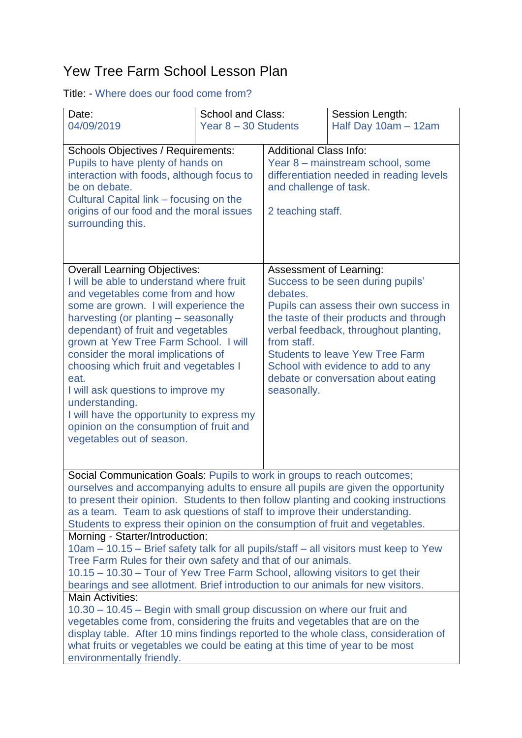# Yew Tree Farm School Lesson Plan

Title: - Where does our food come from?

| Date: | School and Class: | Session Length: |
|---|---|---|
| 04/09/2019 | Year 8 – 30 Students | Half Day 10am – 12am |

| Schools Objectives / Requirements: | Additional Class Info: |
|---|---|
| Pupils to have plenty of hands on interaction with foods, although focus to be on debate.<br>Cultural Capital link – focusing on the origins of our food and the moral issues surrounding this. | Year 8 – mainstream school, some differentiation needed in reading levels and challenge of task.<br><br>2 teaching staff. |
| **Overall Learning Objectives:**<br>I will be able to understand where fruit and vegetables come from and how some are grown. I will experience the harvesting (or planting – seasonally dependant) of fruit and vegetables grown at Yew Tree Farm School. I will consider the moral implications of choosing which fruit and vegetables I eat.<br>I will ask questions to improve my understanding.<br>I will have the opportunity to express my opinion on the consumption of fruit and vegetables out of season. | **Assessment of Learning:**<br>Success to be seen during pupils' debates.<br>Pupils can assess their own success in the taste of their products and through verbal feedback, throughout planting, from staff.<br>Students to leave Yew Tree Farm School with evidence to add to any debate or conversation about eating seasonally. |

Social Communication Goals: Pupils to work in groups to reach outcomes; ourselves and accompanying adults to ensure all pupils are given the opportunity to present their opinion. Students to then follow planting and cooking instructions as a team. Team to ask questions of staff to improve their understanding. Students to express their opinion on the consumption of fruit and vegetables.

Morning - Starter/Introduction:
10am – 10.15 – Brief safety talk for all pupils/staff – all visitors must keep to Yew Tree Farm Rules for their own safety and that of our animals.
10.15 – 10.30 – Tour of Yew Tree Farm School, allowing visitors to get their bearings and see allotment. Brief introduction to our animals for new visitors.

Main Activities:
10.30 – 10.45 – Begin with small group discussion on where our fruit and vegetables come from, considering the fruits and vegetables that are on the display table. After 10 mins findings reported to the whole class, consideration of what fruits or vegetables we could be eating at this time of year to be most environmentally friendly.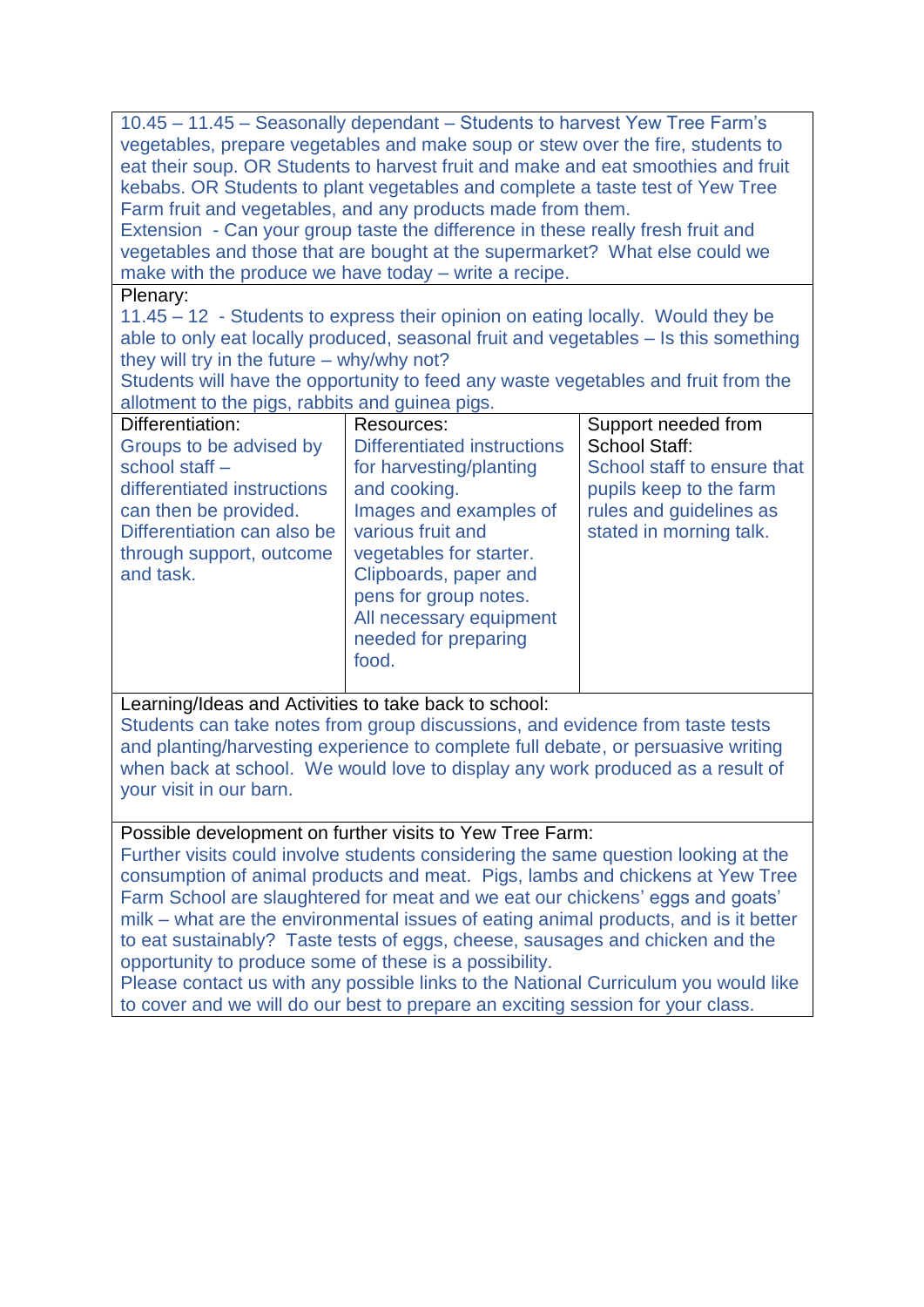10.45 – 11.45 – Seasonally dependant – Students to harvest Yew Tree Farm's vegetables, prepare vegetables and make soup or stew over the fire, students to eat their soup. OR Students to harvest fruit and make and eat smoothies and fruit kebabs. OR Students to plant vegetables and complete a taste test of Yew Tree Farm fruit and vegetables, and any products made from them.
Extension - Can your group taste the difference in these really fresh fruit and vegetables and those that are bought at the supermarket? What else could we make with the produce we have today – write a recipe.

Plenary:
11.45 – 12 - Students to express their opinion on eating locally. Would they be able to only eat locally produced, seasonal fruit and vegetables – Is this something they will try in the future – why/why not?
Students will have the opportunity to feed any waste vegetables and fruit from the allotment to the pigs, rabbits and guinea pigs.

| Differentiation: | Resources: | Support needed from School Staff: |
|---|---|---|
| Groups to be advised by school staff – differentiated instructions can then be provided. Differentiation can also be through support, outcome and task. | Differentiated instructions for harvesting/planting and cooking. Images and examples of various fruit and vegetables for starter. Clipboards, paper and pens for group notes. All necessary equipment needed for preparing food. | School staff to ensure that pupils keep to the farm rules and guidelines as stated in morning talk. |

Learning/Ideas and Activities to take back to school:
Students can take notes from group discussions, and evidence from taste tests and planting/harvesting experience to complete full debate, or persuasive writing when back at school. We would love to display any work produced as a result of your visit in our barn.

Possible development on further visits to Yew Tree Farm:
Further visits could involve students considering the same question looking at the consumption of animal products and meat. Pigs, lambs and chickens at Yew Tree Farm School are slaughtered for meat and we eat our chickens' eggs and goats' milk – what are the environmental issues of eating animal products, and is it better to eat sustainably? Taste tests of eggs, cheese, sausages and chicken and the opportunity to produce some of these is a possibility.
Please contact us with any possible links to the National Curriculum you would like to cover and we will do our best to prepare an exciting session for your class.